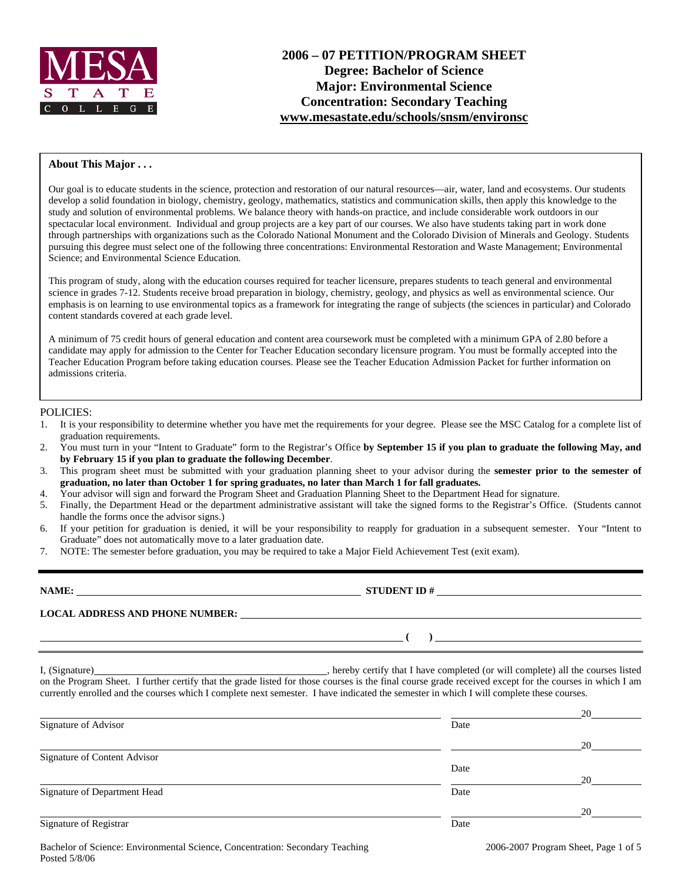MESA STATE COLLEGE

# 2006 – 07 PETITION/PROGRAM SHEET
## Degree: Bachelor of Science
## Major: Environmental Science
## Concentration: Secondary Teaching
## www.mesastate.edu/schools/snsm/environsc

### About This Major . . .

Our goal is to educate students in the science, protection and restoration of our natural resources—air, water, land and ecosystems. Our students develop a solid foundation in biology, chemistry, geology, mathematics, statistics and communication skills, then apply this knowledge to the study and solution of environmental problems. We balance theory with hands-on practice, and include considerable work outdoors in our spectacular local environment. Individual and group projects are a key part of our courses. We also have students taking part in work done through partnerships with organizations such as the Colorado National Monument and the Colorado Division of Minerals and Geology. Students pursuing this degree must select one of the following three concentrations: Environmental Restoration and Waste Management; Environmental Science; and Environmental Science Education.

This program of study, along with the education courses required for teacher licensure, prepares students to teach general and environmental science in grades 7-12. Students receive broad preparation in biology, chemistry, geology, and physics as well as environmental science. Our emphasis is on learning to use environmental topics as a framework for integrating the range of subjects (the sciences in particular) and Colorado content standards covered at each grade level.

A minimum of 75 credit hours of general education and content area coursework must be completed with a minimum GPA of 2.80 before a candidate may apply for admission to the Center for Teacher Education secondary licensure program. You must be formally accepted into the Teacher Education Program before taking education courses. Please see the Teacher Education Admission Packet for further information on admissions criteria.

POLICIES:

1. It is your responsibility to determine whether you have met the requirements for your degree. Please see the MSC Catalog for a complete list of graduation requirements.
2. You must turn in your "Intent to Graduate" form to the Registrar's Office **by September 15 if you plan to graduate the following May, and by February 15 if you plan to graduate the following December**.
3. This program sheet must be submitted with your graduation planning sheet to your advisor during the **semester prior to the semester of graduation, no later than October 1 for spring graduates, no later than March 1 for fall graduates.**
4. Your advisor will sign and forward the Program Sheet and Graduation Planning Sheet to the Department Head for signature.
5. Finally, the Department Head or the department administrative assistant will take the signed forms to the Registrar's Office. (Students cannot handle the forms once the advisor signs.)
6. If your petition for graduation is denied, it will be your responsibility to reapply for graduation in a subsequent semester. Your "Intent to Graduate" does not automatically move to a later graduation date.
7. NOTE: The semester before graduation, you may be required to take a Major Field Achievement Test (exit exam).

**NAME:** ____________________ **STUDENT ID #** ____________________

**LOCAL ADDRESS AND PHONE NUMBER:** ____________________

____________________ **( )** ____________________

I, (Signature)____________________, hereby certify that I have completed (or will complete) all the courses listed on the Program Sheet. I further certify that the grade listed for those courses is the final course grade received except for the courses in which I am currently enrolled and the courses which I complete next semester. I have indicated the semester in which I will complete these courses.

| | |
|---|---|
| Signature of Advisor | Date 20____ |
| Signature of Content Advisor | Date 20____ |
| Signature of Department Head | Date 20____ |
| Signature of Registrar | Date 20____ |

Bachelor of Science: Environmental Science, Concentration: Secondary Teaching
Posted 5/8/06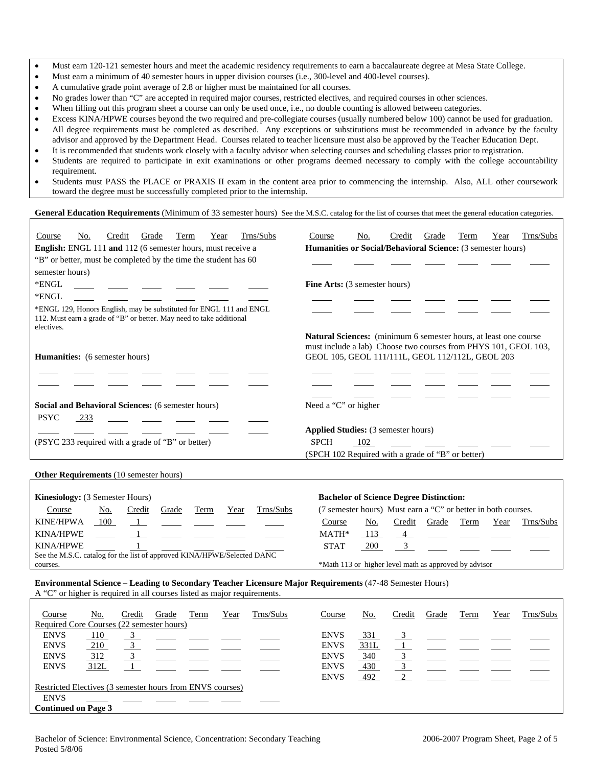- Must earn 120-121 semester hours and meet the academic residency requirements to earn a baccalaureate degree at Mesa State College.
- Must earn a minimum of 40 semester hours in upper division courses (i.e., 300-level and 400-level courses).
- A cumulative grade point average of 2.8 or higher must be maintained for all courses.
- No grades lower than "C" are accepted in required major courses, restricted electives, and required courses in other sciences.
- When filling out this program sheet a course can only be used once, i.e., no double counting is allowed between categories.
- Excess KINA/HPWE courses beyond the two required and pre-collegiate courses (usually numbered below 100) cannot be used for graduation.
- All degree requirements must be completed as described. Any exceptions or substitutions must be recommended in advance by the faculty advisor and approved by the Department Head. Courses related to teacher licensure must also be approved by the Teacher Education Dept.
- It is recommended that students work closely with a faculty advisor when selecting courses and scheduling classes prior to registration.
- Students are required to participate in exit examinations or other programs deemed necessary to comply with the college accountability requirement.
- Students must PASS the PLACE or PRAXIS II exam in the content area prior to commencing the internship. Also, ALL other coursework toward the degree must be successfully completed prior to the internship.

**General Education Requirements** (Minimum of 33 semester hours) See the M.S.C. catalog for the list of courses that meet the general education categories.

**English:** ENGL 111 **and** 112 (6 semester hours, must receive a "B" or better, must be completed by the time the student has 60 semester hours)

| Course | No. | Credit | Grade | Term | Year | Trns/Subs |
|---|---|---|---|---|---|---|
| *ENGL | | | | | | |
| *ENGL | | | | | | |

*ENGL 129, Honors English, may be substituted for ENGL 111 and ENGL 112. Must earn a grade of "B" or better. May need to take additional electives.

**Humanities:** (6 semester hours)

| Course | No. | Credit | Grade | Term | Year | Trns/Subs |
|---|---|---|---|---|---|---|
| | | | | | | |
| | | | | | | |

**Social and Behavioral Sciences:** (6 semester hours)

| Course | No. | Credit | Grade | Term | Year | Trns/Subs |
|---|---|---|---|---|---|---|
| PSYC | 233 | | | | | |
| | | | | | | |

(PSYC 233 required with a grade of "B" or better)

**Humanities or Social/Behavioral Science:** (3 semester hours)

| Course | No. | Credit | Grade | Term | Year | Trns/Subs |
|---|---|---|---|---|---|---|
| | | | | | | |

**Fine Arts:** (3 semester hours)

| Course | No. | Credit | Grade | Term | Year | Trns/Subs |
|---|---|---|---|---|---|---|
| | | | | | | |
| | | | | | | |

**Natural Sciences:** (minimum 6 semester hours, at least one course must include a lab) Choose two courses from PHYS 101, GEOL 103, GEOL 105, GEOL 111/111L, GEOL 112/112L, GEOL 203

| Course | No. | Credit | Grade | Term | Year | Trns/Subs |
|---|---|---|---|---|---|---|
| | | | | | | |
| | | | | | | |
| | | | | | | |

Need a "C" or higher

**Applied Studies:** (3 semester hours)

| Course | No. | Credit | Grade | Term | Year | Trns/Subs |
|---|---|---|---|---|---|---|
| SPCH | 102 | | | | | |

(SPCH 102 Required with a grade of "B" or better)

**Other Requirements** (10 semester hours)

**Kinesiology:** (3 Semester Hours)

| Course | No. | Credit | Grade | Term | Year | Trns/Subs |
|---|---|---|---|---|---|---|
| KINE/HPWA | 100 | 1 | | | | |
| KINA/HPWE | | 1 | | | | |
| KINA/HPWE | | 1 | | | | |

See the M.S.C. catalog for the list of approved KINA/HPWE/Selected DANC courses.

**Bachelor of Science Degree Distinction:** (7 semester hours) Must earn a "C" or better in both courses.

| Course | No. | Credit | Grade | Term | Year | Trns/Subs |
|---|---|---|---|---|---|---|
| MATH* | 113 | 4 | | | | |
| STAT | 200 | 3 | | | | |

*Math 113 or higher level math as approved by advisor

**Environmental Science – Leading to Secondary Teacher Licensure Major Requirements** (47-48 Semester Hours)
A "C" or higher is required in all courses listed as major requirements.

Required Core Courses (22 semester hours)

| Course | No. | Credit | Grade | Term | Year | Trns/Subs |
|---|---|---|---|---|---|---|
| ENVS | 110 | 3 | | | | |
| ENVS | 210 | 3 | | | | |
| ENVS | 312 | 3 | | | | |
| ENVS | 312L | 1 | | | | |
| ENVS | 331 | 3 | | | | |
| ENVS | 331L | 1 | | | | |
| ENVS | 340 | 3 | | | | |
| ENVS | 430 | 3 | | | | |
| ENVS | 492 | 2 | | | | |

Restricted Electives (3 semester hours from ENVS courses)

| Course | No. | Credit | Grade | Term | Year | Trns/Subs |
|---|---|---|---|---|---|---|
| ENVS | | | | | | |

**Continued on Page 3**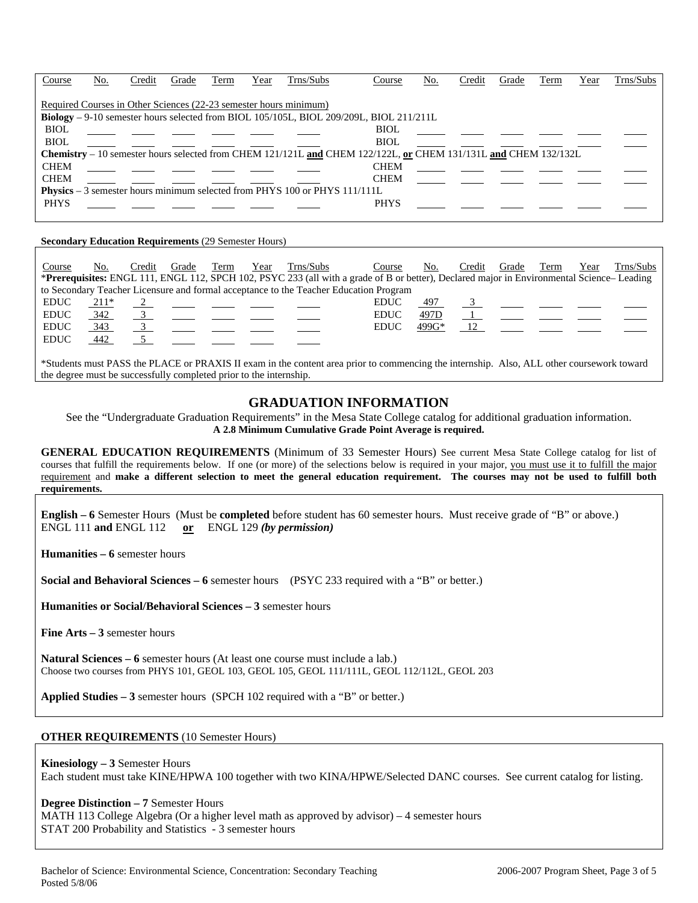| Course | No. | Credit | Grade | Term | Year | Trns/Subs | Course | No. | Credit | Grade | Term | Year | Trns/Subs |
|---|---|---|---|---|---|---|---|---|---|---|---|---|---|
| Required Courses in Other Sciences (22-23 semester hours minimum) | | | | | | | | | | | | | |
| **Biology** – 9-10 semester hours selected from BIOL 105/105L, BIOL 209/209L, BIOL 211/211L | | | | | | | | | | | | | |
| BIOL | | | | | | | BIOL | | | | | | |
| BIOL | | | | | | | BIOL | | | | | | |
| **Chemistry** – 10 semester hours selected from CHEM 121/121L **and** CHEM 122/122L, **or** CHEM 131/131L **and** CHEM 132/132L | | | | | | | | | | | | | |
| CHEM | | | | | | | CHEM | | | | | | |
| CHEM | | | | | | | CHEM | | | | | | |
| **Physics** – 3 semester hours minimum selected from PHYS 100 or PHYS 111/111L | | | | | | | | | | | | | |
| PHYS | | | | | | | PHYS | | | | | | |

**Secondary Education Requirements** (29 Semester Hours)

| Course | No. | Credit | Grade | Term | Year | Trns/Subs | Course | No. | Credit | Grade | Term | Year | Trns/Subs |
|---|---|---|---|---|---|---|---|---|---|---|---|---|---|
| EDUC | 211* | 2 | | | | | EDUC | 497 | 3 | | | | |
| EDUC | 342 | 3 | | | | | EDUC | 497D | 1 | | | | |
| EDUC | 343 | 3 | | | | | EDUC | 499G* | 12 | | | | |
| EDUC | 442 | 5 | | | | | | | | | | | |

\***Prerequisites:** ENGL 111, ENGL 112, SPCH 102, PSYC 233 (all with a grade of B or better), Declared major in Environmental Science– Leading to Secondary Teacher Licensure and formal acceptance to the Teacher Education Program

*Students must PASS the PLACE or PRAXIS II exam in the content area prior to commencing the internship. Also, ALL other coursework toward the degree must be successfully completed prior to the internship.

## GRADUATION INFORMATION

See the "Undergraduate Graduation Requirements" in the Mesa State College catalog for additional graduation information.
**A 2.8 Minimum Cumulative Grade Point Average is required.**

**GENERAL EDUCATION REQUIREMENTS** (Minimum of 33 Semester Hours) See current Mesa State College catalog for list of courses that fulfill the requirements below. If one (or more) of the selections below is required in your major, you must use it to fulfill the major requirement and **make a different selection to meet the general education requirement. The courses may not be used to fulfill both requirements.**

**English – 6** Semester Hours (Must be **completed** before student has 60 semester hours. Must receive grade of "B" or above.)
ENGL 111 **and** ENGL 112 **or** ENGL 129 ***(by permission)***

**Humanities – 6** semester hours

**Social and Behavioral Sciences – 6** semester hours (PSYC 233 required with a "B" or better.)

**Humanities or Social/Behavioral Sciences – 3** semester hours

**Fine Arts – 3** semester hours

**Natural Sciences – 6** semester hours (At least one course must include a lab.)
Choose two courses from PHYS 101, GEOL 103, GEOL 105, GEOL 111/111L, GEOL 112/112L, GEOL 203

**Applied Studies – 3** semester hours (SPCH 102 required with a "B" or better.)

**OTHER REQUIREMENTS** (10 Semester Hours)

**Kinesiology – 3** Semester Hours
Each student must take KINE/HPWA 100 together with two KINA/HPWE/Selected DANC courses. See current catalog for listing.

**Degree Distinction – 7** Semester Hours
MATH 113 College Algebra (Or a higher level math as approved by advisor) – 4 semester hours
STAT 200 Probability and Statistics - 3 semester hours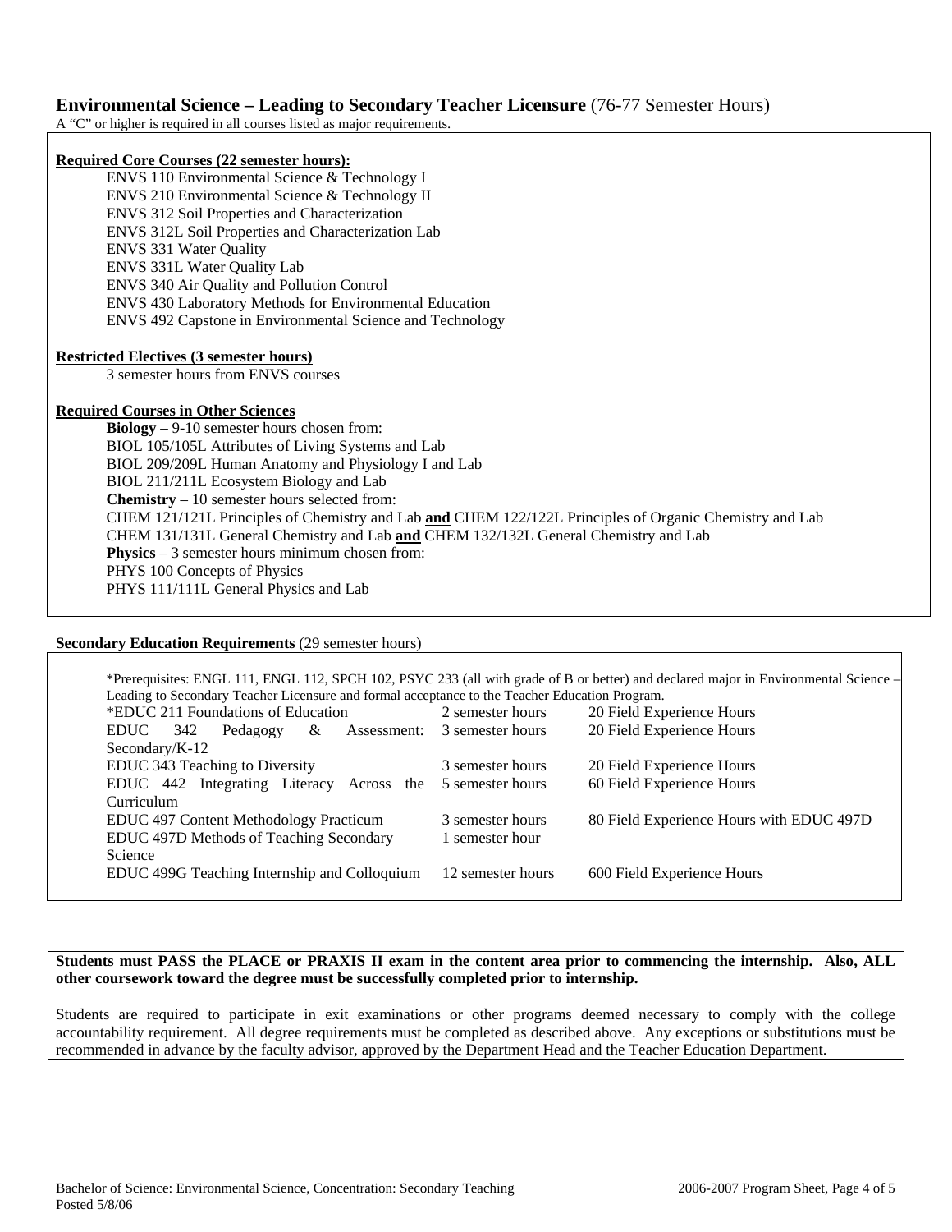## **Environmental Science – Leading to Secondary Teacher Licensure** (76-77 Semester Hours)

A "C" or higher is required in all courses listed as major requirements.

**Required Core Courses (22 semester hours):**

- ENVS 110 Environmental Science & Technology I
- ENVS 210 Environmental Science & Technology II
- ENVS 312 Soil Properties and Characterization
- ENVS 312L Soil Properties and Characterization Lab
- ENVS 331 Water Quality
- ENVS 331L Water Quality Lab
- ENVS 340 Air Quality and Pollution Control
- ENVS 430 Laboratory Methods for Environmental Education
- ENVS 492 Capstone in Environmental Science and Technology

**Restricted Electives (3 semester hours)**

3 semester hours from ENVS courses

**Required Courses in Other Sciences**

**Biology** – 9-10 semester hours chosen from:
- BIOL 105/105L Attributes of Living Systems and Lab
- BIOL 209/209L Human Anatomy and Physiology I and Lab
- BIOL 211/211L Ecosystem Biology and Lab

**Chemistry** – 10 semester hours selected from:
- CHEM 121/121L Principles of Chemistry and Lab **and** CHEM 122/122L Principles of Organic Chemistry and Lab
- CHEM 131/131L General Chemistry and Lab **and** CHEM 132/132L General Chemistry and Lab

**Physics** – 3 semester hours minimum chosen from:
- PHYS 100 Concepts of Physics
- PHYS 111/111L General Physics and Lab

**Secondary Education Requirements** (29 semester hours)

*Prerequisites: ENGL 111, ENGL 112, SPCH 102, PSYC 233 (all with grade of B or better) and declared major in Environmental Science – Leading to Secondary Teacher Licensure and formal acceptance to the Teacher Education Program.

| Course | Hours | Field Experience |
|---|---|---|
| *EDUC 211 Foundations of Education | 2 semester hours | 20 Field Experience Hours |
| EDUC 342 Pedagogy & Assessment: Secondary/K-12 | 3 semester hours | 20 Field Experience Hours |
| EDUC 343 Teaching to Diversity | 3 semester hours | 20 Field Experience Hours |
| EDUC 442 Integrating Literacy Across the Curriculum | 5 semester hours | 60 Field Experience Hours |
| EDUC 497 Content Methodology Practicum | 3 semester hours | 80 Field Experience Hours with EDUC 497D |
| EDUC 497D Methods of Teaching Secondary Science | 1 semester hour | |
| EDUC 499G Teaching Internship and Colloquium | 12 semester hours | 600 Field Experience Hours |

**Students must PASS the PLACE or PRAXIS II exam in the content area prior to commencing the internship. Also, ALL other coursework toward the degree must be successfully completed prior to internship.**

Students are required to participate in exit examinations or other programs deemed necessary to comply with the college accountability requirement. All degree requirements must be completed as described above. Any exceptions or substitutions must be recommended in advance by the faculty advisor, approved by the Department Head and the Teacher Education Department.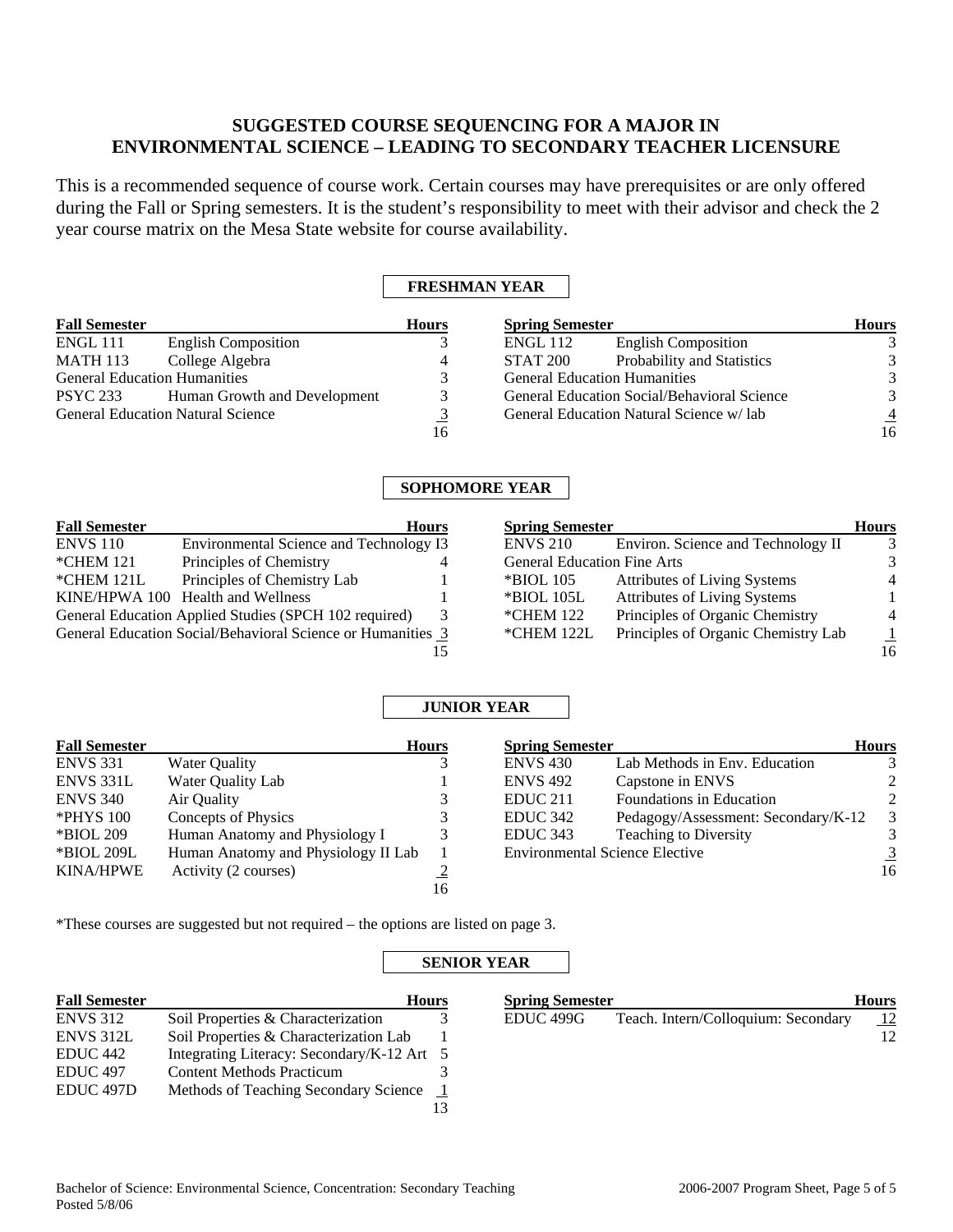## SUGGESTED COURSE SEQUENCING FOR A MAJOR IN ENVIRONMENTAL SCIENCE – LEADING TO SECONDARY TEACHER LICENSURE

This is a recommended sequence of course work. Certain courses may have prerequisites or are only offered during the Fall or Spring semesters. It is the student's responsibility to meet with their advisor and check the 2 year course matrix on the Mesa State website for course availability.

### FRESHMAN YEAR

| Fall Semester | | Hours |
|---|---|---|
| ENGL 111 | English Composition | 3 |
| MATH 113 | College Algebra | 4 |
| General Education Humanities | | 3 |
| PSYC 233 | Human Growth and Development | 3 |
| General Education Natural Science | | 3 |
| | | 16 |

| Spring Semester | | Hours |
|---|---|---|
| ENGL 112 | English Composition | 3 |
| STAT 200 | Probability and Statistics | 3 |
| General Education Humanities | | 3 |
| General Education Social/Behavioral Science | | 3 |
| General Education Natural Science w/ lab | | 4 |
| | | 16 |

### SOPHOMORE YEAR

| Fall Semester | | Hours |
|---|---|---|
| ENVS 110 | Environmental Science and Technology I | 3 |
| *CHEM 121 | Principles of Chemistry | 4 |
| *CHEM 121L | Principles of Chemistry Lab | 1 |
| KINE/HPWA 100 | Health and Wellness | 1 |
| General Education Applied Studies (SPCH 102 required) | | 3 |
| General Education Social/Behavioral Science or Humanities | | 3 |
| | | 15 |

| Spring Semester | | Hours |
|---|---|---|
| ENVS 210 | Environ. Science and Technology II | 3 |
| General Education Fine Arts | | 3 |
| *BIOL 105 | Attributes of Living Systems | 4 |
| *BIOL 105L | Attributes of Living Systems | 1 |
| *CHEM 122 | Principles of Organic Chemistry | 4 |
| *CHEM 122L | Principles of Organic Chemistry Lab | 1 |
| | | 16 |

### JUNIOR YEAR

| Fall Semester | | Hours |
|---|---|---|
| ENVS 331 | Water Quality | 3 |
| ENVS 331L | Water Quality Lab | 1 |
| ENVS 340 | Air Quality | 3 |
| *PHYS 100 | Concepts of Physics | 3 |
| *BIOL 209 | Human Anatomy and Physiology I | 3 |
| *BIOL 209L | Human Anatomy and Physiology II Lab | 1 |
| KINA/HPWE | Activity (2 courses) | 2 |
| | | 16 |

| Spring Semester | | Hours |
|---|---|---|
| ENVS 430 | Lab Methods in Env. Education | 3 |
| ENVS 492 | Capstone in ENVS | 2 |
| EDUC 211 | Foundations in Education | 2 |
| EDUC 342 | Pedagogy/Assessment: Secondary/K-12 | 3 |
| EDUC 343 | Teaching to Diversity | 3 |
| Environmental Science Elective | | 3 |
| | | 16 |

*These courses are suggested but not required – the options are listed on page 3.

### SENIOR YEAR

| Fall Semester | | Hours |
|---|---|---|
| ENVS 312 | Soil Properties & Characterization | 3 |
| ENVS 312L | Soil Properties & Characterization Lab | 1 |
| EDUC 442 | Integrating Literacy: Secondary/K-12 Art | 5 |
| EDUC 497 | Content Methods Practicum | 3 |
| EDUC 497D | Methods of Teaching Secondary Science | 1 |
| | | 13 |

| Spring Semester | | Hours |
|---|---|---|
| EDUC 499G | Teach. Intern/Colloquium: Secondary | 12 |
| | | 12 |

Bachelor of Science: Environmental Science, Concentration: Secondary Teaching
Posted 5/8/06